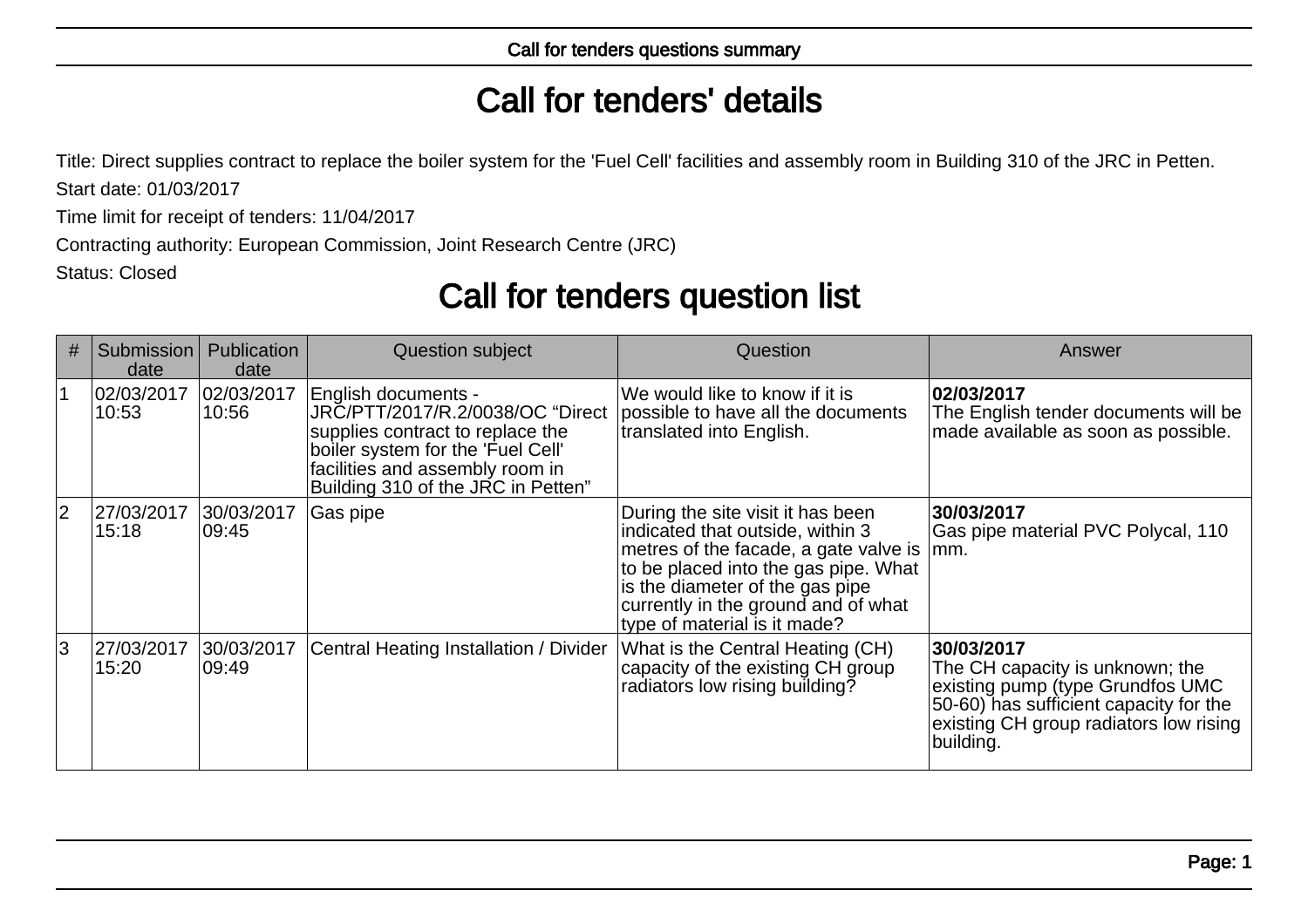# Call for tenders' details

Title: Direct supplies contract to replace the boiler system for the 'Fuel Cell' facilities and assembly room in Building 310 of the JRC in Petten.

Start date: 01/03/2017

Time limit for receipt of tenders: 11/04/2017

Contracting authority: European Commission, Joint Research Centre (JRC)

Status: Closed

# Call for tenders question list

| # | Submission date | Publication date | Question subject | Question | Answer |
|---|---|---|---|---|---|
| 1 | 02/03/2017 10:53 | 02/03/2017 10:56 | English documents - JRC/PTT/2017/R.2/0038/OC "Direct supplies contract to replace the boiler system for the 'Fuel Cell' facilities and assembly room in Building 310 of the JRC in Petten" | We would like to know if it is possible to have all the documents translated into English. | **02/03/2017** The English tender documents will be made available as soon as possible. |
| 2 | 27/03/2017 15:18 | 30/03/2017 09:45 | Gas pipe | During the site visit it has been indicated that outside, within 3 metres of the facade, a gate valve is to be placed into the gas pipe. What is the diameter of the gas pipe currently in the ground and of what type of material is it made? | **30/03/2017** Gas pipe material PVC Polycal, 110 mm. |
| 3 | 27/03/2017 15:20 | 30/03/2017 09:49 | Central Heating Installation / Divider | What is the Central Heating (CH) capacity of the existing CH group radiators low rising building? | **30/03/2017** The CH capacity is unknown; the existing pump (type Grundfos UMC 50-60) has sufficient capacity for the existing CH group radiators low rising building. |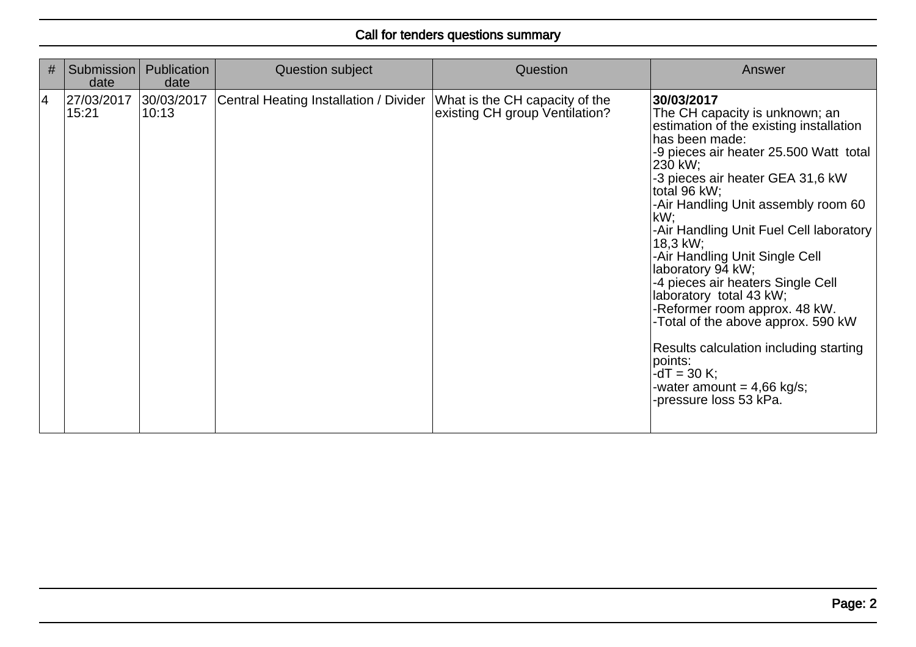Call for tenders questions summary

| # | Submission date | Publication date | Question subject | Question | Answer |
|---|---|---|---|---|---|
| 4 | 27/03/2017 15:21 | 30/03/2017 10:13 | Central Heating Installation / Divider | What is the CH capacity of the existing CH group Ventilation? | **30/03/2017**<br>The CH capacity is unknown; an estimation of the existing installation has been made:<br>-9 pieces air heater 25.500 Watt total 230 kW;<br>-3 pieces air heater GEA 31,6 kW total 96 kW;<br>-Air Handling Unit assembly room 60 kW;<br>-Air Handling Unit Fuel Cell laboratory 18,3 kW;<br>-Air Handling Unit Single Cell laboratory 94 kW;<br>-4 pieces air heaters Single Cell laboratory total 43 kW;<br>-Reformer room approx. 48 kW.<br>-Total of the above approx. 590 kW<br><br>Results calculation including starting points:<br>-dT = 30 K;<br>-water amount = 4,66 kg/s;<br>-pressure loss 53 kPa. |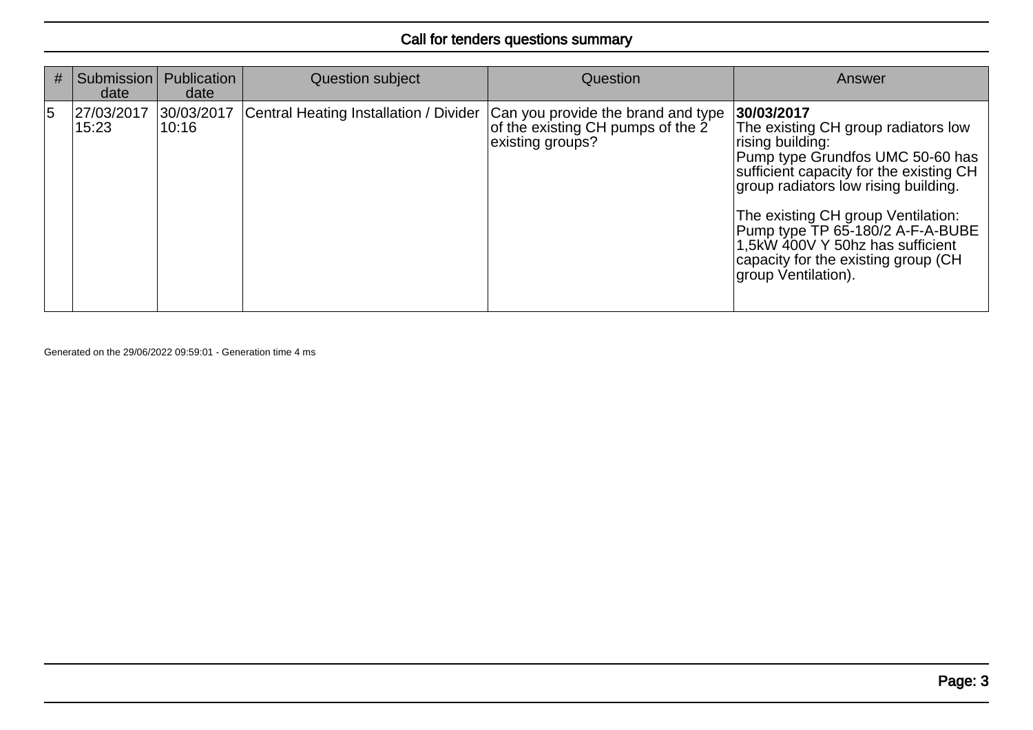## Call for tenders questions summary

| # | Submission date | Publication date | Question subject | Question | Answer |
|---|---|---|---|---|---|
| 5 | 27/03/2017 15:23 | 30/03/2017 10:16 | Central Heating Installation / Divider | Can you provide the brand and type of the existing CH pumps of the 2 existing groups? | **30/03/2017**<br>The existing CH group radiators low rising building:<br>Pump type Grundfos UMC 50-60 has sufficient capacity for the existing CH group radiators low rising building.<br><br>The existing CH group Ventilation:<br>Pump type TP 65-180/2 A-F-A-BUBE 1,5kW 400V Y 50hz has sufficient capacity for the existing group (CH group Ventilation). |

Generated on the 29/06/2022 09:59:01 - Generation time 4 ms